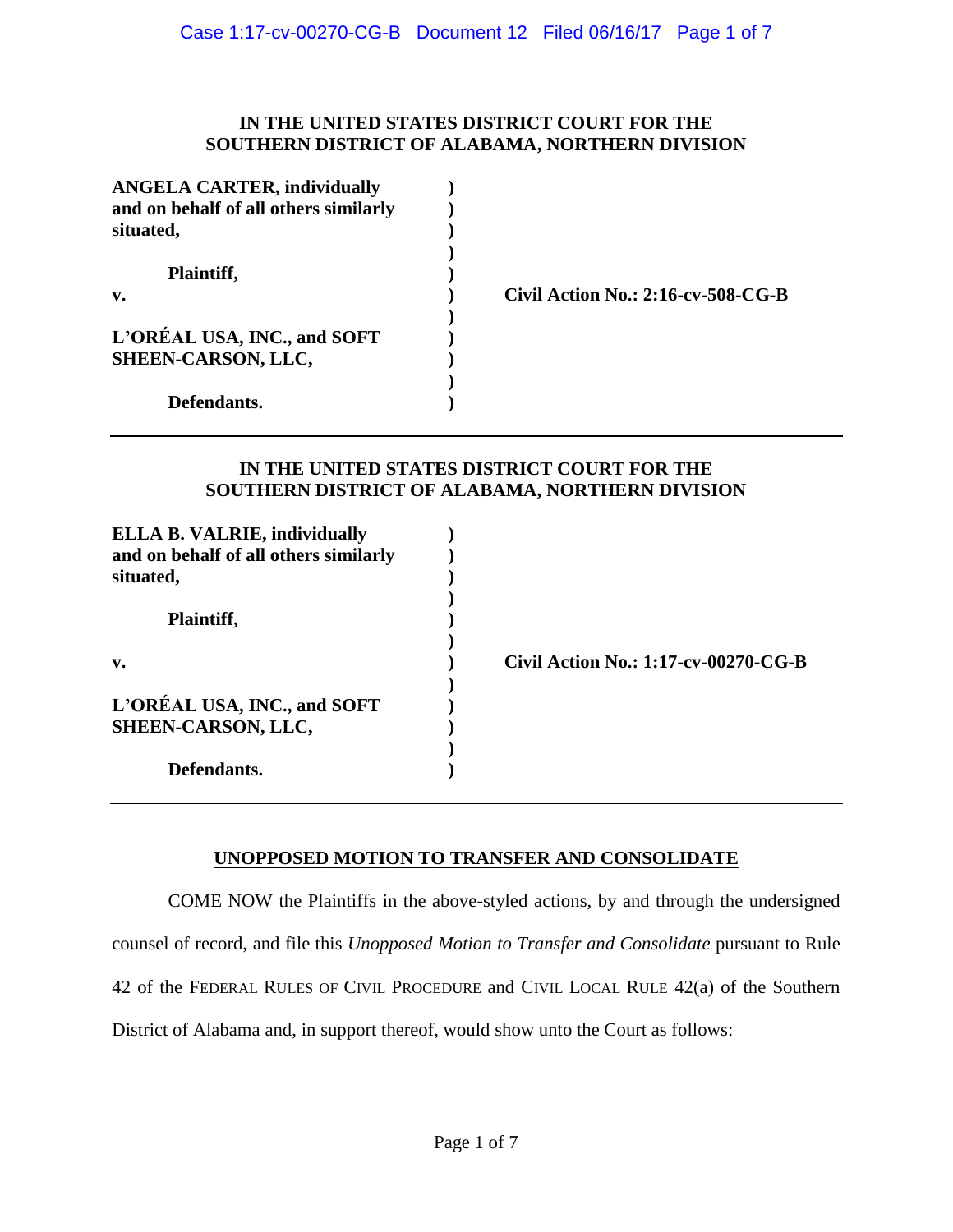**IN THE UNITED STATES DISTRICT COURT FOR THE SOUTHERN DISTRICT OF ALABAMA, NORTHERN DIVISION**

| | | |
|---|---|---|
| **ANGELA CARTER, individually and on behalf of all others similarly situated,** | ) | |
| **Plaintiff,** | ) | |
| **v.** | ) | **Civil Action No.: 2:16-cv-508-CG-B** |
| **L'ORÉAL USA, INC., and SOFT SHEEN-CARSON, LLC,** | ) | |
| **Defendants.** | ) | |

---

**IN THE UNITED STATES DISTRICT COURT FOR THE SOUTHERN DISTRICT OF ALABAMA, NORTHERN DIVISION**

| | | |
|---|---|---|
| **ELLA B. VALRIE, individually and on behalf of all others similarly situated,** | ) | |
| **Plaintiff,** | ) | |
| **v.** | ) | **Civil Action No.: 1:17-cv-00270-CG-B** |
| **L'ORÉAL USA, INC., and SOFT SHEEN-CARSON, LLC,** | ) | |
| **Defendants.** | ) | |

---

**UNOPPOSED MOTION TO TRANSFER AND CONSOLIDATE**

COME NOW the Plaintiffs in the above-styled actions, by and through the undersigned counsel of record, and file this *Unopposed Motion to Transfer and Consolidate* pursuant to Rule 42 of the FEDERAL RULES OF CIVIL PROCEDURE and CIVIL LOCAL RULE 42(a) of the Southern District of Alabama and, in support thereof, would show unto the Court as follows: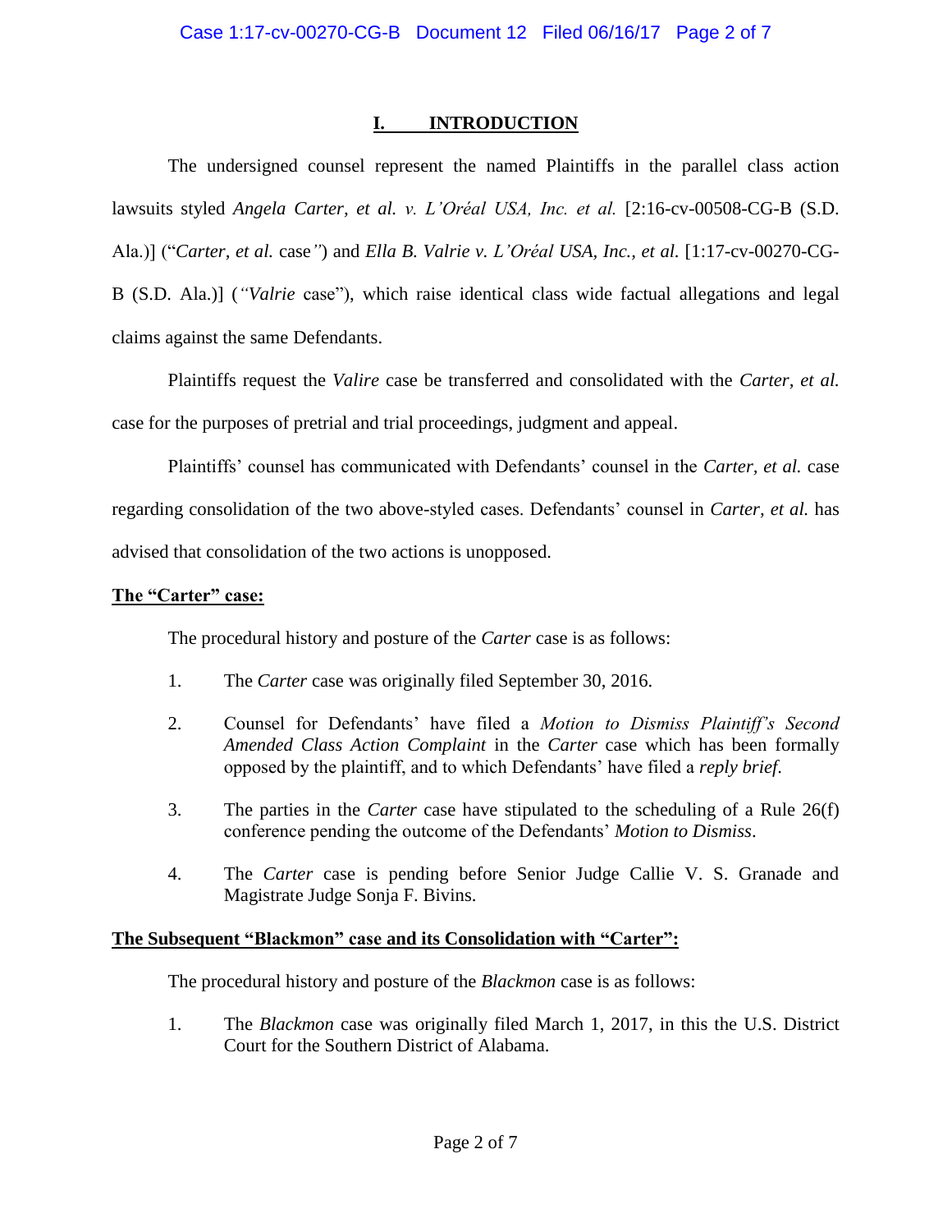## I. INTRODUCTION

The undersigned counsel represent the named Plaintiffs in the parallel class action lawsuits styled *Angela Carter, et al. v. L'Oréal USA, Inc. et al.* [2:16-cv-00508-CG-B (S.D. Ala.)] ("*Carter, et al.* case*"*) and *Ella B. Valrie v. L'Oréal USA, Inc., et al.* [1:17-cv-00270-CG-B (S.D. Ala.)] (*"Valrie* case"), which raise identical class wide factual allegations and legal claims against the same Defendants.

Plaintiffs request the *Valire* case be transferred and consolidated with the *Carter, et al.* case for the purposes of pretrial and trial proceedings, judgment and appeal.

Plaintiffs' counsel has communicated with Defendants' counsel in the *Carter, et al.* case regarding consolidation of the two above-styled cases. Defendants' counsel in *Carter, et al.* has advised that consolidation of the two actions is unopposed.

**The "Carter" case:**

The procedural history and posture of the *Carter* case is as follows:

1. The *Carter* case was originally filed September 30, 2016.

2. Counsel for Defendants' have filed a *Motion to Dismiss Plaintiff's Second Amended Class Action Complaint* in the *Carter* case which has been formally opposed by the plaintiff, and to which Defendants' have filed a *reply brief.*

3. The parties in the *Carter* case have stipulated to the scheduling of a Rule 26(f) conference pending the outcome of the Defendants' *Motion to Dismiss*.

4. The *Carter* case is pending before Senior Judge Callie V. S. Granade and Magistrate Judge Sonja F. Bivins.

**The Subsequent "Blackmon" case and its Consolidation with "Carter":**

The procedural history and posture of the *Blackmon* case is as follows:

1. The *Blackmon* case was originally filed March 1, 2017, in this the U.S. District Court for the Southern District of Alabama.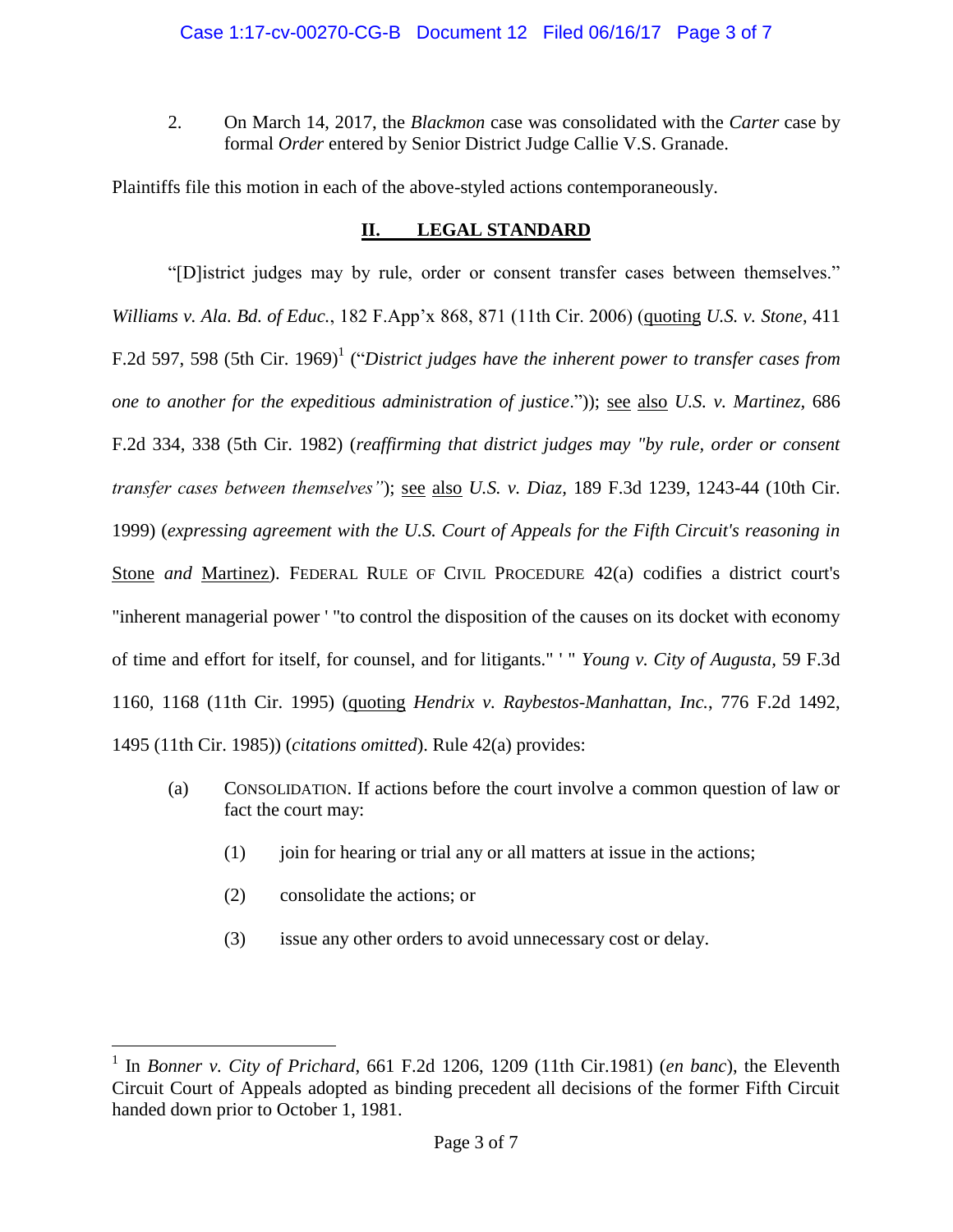2. On March 14, 2017, the *Blackmon* case was consolidated with the *Carter* case by formal *Order* entered by Senior District Judge Callie V.S. Granade.

Plaintiffs file this motion in each of the above-styled actions contemporaneously.

## II. LEGAL STANDARD

"[D]istrict judges may by rule, order or consent transfer cases between themselves." *Williams v. Ala. Bd. of Educ.*, 182 F.App'x 868, 871 (11th Cir. 2006) (quoting *U.S. v. Stone*, 411 F.2d 597, 598 (5th Cir. 1969)[1] ("*District judges have the inherent power to transfer cases from one to another for the expeditious administration of justice*.")); see also *U.S. v. Martinez,* 686 F.2d 334, 338 (5th Cir. 1982) (*reaffirming that district judges may "by rule, order or consent transfer cases between themselves"*); see also *U.S. v. Diaz*, 189 F.3d 1239, 1243-44 (10th Cir. 1999) (*expressing agreement with the U.S. Court of Appeals for the Fifth Circuit's reasoning in* Stone *and* Martinez). FEDERAL RULE OF CIVIL PROCEDURE 42(a) codifies a district court's "inherent managerial power ' "to control the disposition of the causes on its docket with economy of time and effort for itself, for counsel, and for litigants." ' " *Young v. City of Augusta*, 59 F.3d 1160, 1168 (11th Cir. 1995) (quoting *Hendrix v. Raybestos-Manhattan, Inc.*, 776 F.2d 1492, 1495 (11th Cir. 1985)) (*citations omitted*). Rule 42(a) provides:

> (a) CONSOLIDATION. If actions before the court involve a common question of law or fact the court may:
>
> (1) join for hearing or trial any or all matters at issue in the actions;
>
> (2) consolidate the actions; or
>
> (3) issue any other orders to avoid unnecessary cost or delay.

---

[1] In *Bonner v. City of Prichard*, 661 F.2d 1206, 1209 (11th Cir.1981) (*en banc*), the Eleventh Circuit Court of Appeals adopted as binding precedent all decisions of the former Fifth Circuit handed down prior to October 1, 1981.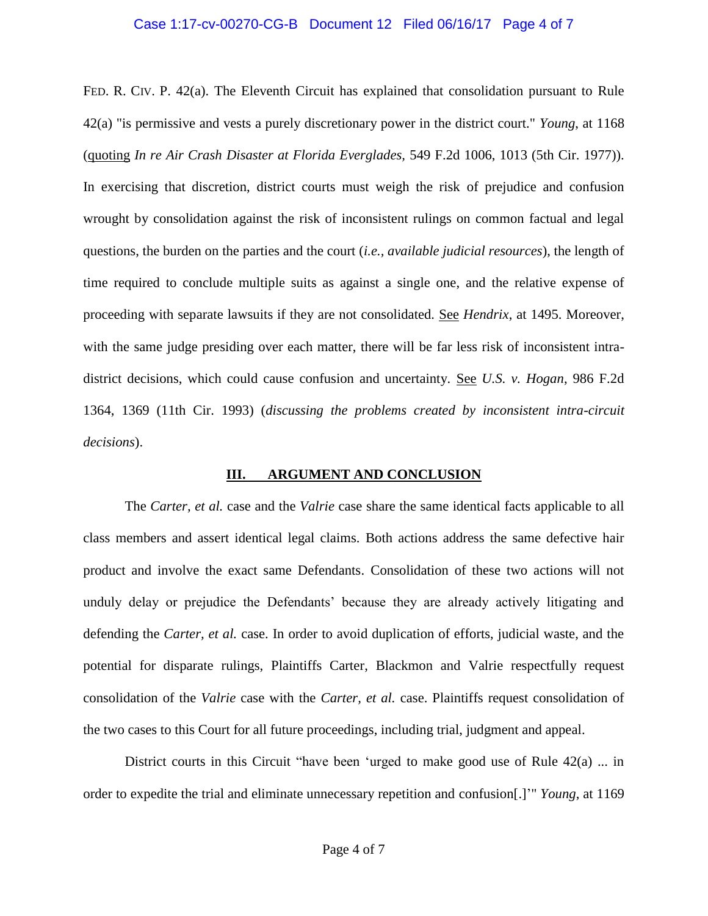FED. R. CIV. P. 42(a). The Eleventh Circuit has explained that consolidation pursuant to Rule 42(a) "is permissive and vests a purely discretionary power in the district court." *Young*, at 1168 (quoting *In re Air Crash Disaster at Florida Everglades*, 549 F.2d 1006, 1013 (5th Cir. 1977)). In exercising that discretion, district courts must weigh the risk of prejudice and confusion wrought by consolidation against the risk of inconsistent rulings on common factual and legal questions, the burden on the parties and the court (*i.e., available judicial resources*), the length of time required to conclude multiple suits as against a single one, and the relative expense of proceeding with separate lawsuits if they are not consolidated. See *Hendrix*, at 1495. Moreover, with the same judge presiding over each matter, there will be far less risk of inconsistent intra-district decisions, which could cause confusion and uncertainty. See *U.S. v. Hogan*, 986 F.2d 1364, 1369 (11th Cir. 1993) (*discussing the problems created by inconsistent intra-circuit decisions*).

## III. ARGUMENT AND CONCLUSION

The *Carter, et al.* case and the *Valrie* case share the same identical facts applicable to all class members and assert identical legal claims. Both actions address the same defective hair product and involve the exact same Defendants. Consolidation of these two actions will not unduly delay or prejudice the Defendants' because they are already actively litigating and defending the *Carter, et al.* case. In order to avoid duplication of efforts, judicial waste, and the potential for disparate rulings, Plaintiffs Carter, Blackmon and Valrie respectfully request consolidation of the *Valrie* case with the *Carter, et al.* case. Plaintiffs request consolidation of the two cases to this Court for all future proceedings, including trial, judgment and appeal.

District courts in this Circuit "have been 'urged to make good use of Rule 42(a) ... in order to expedite the trial and eliminate unnecessary repetition and confusion[.]'" *Young*, at 1169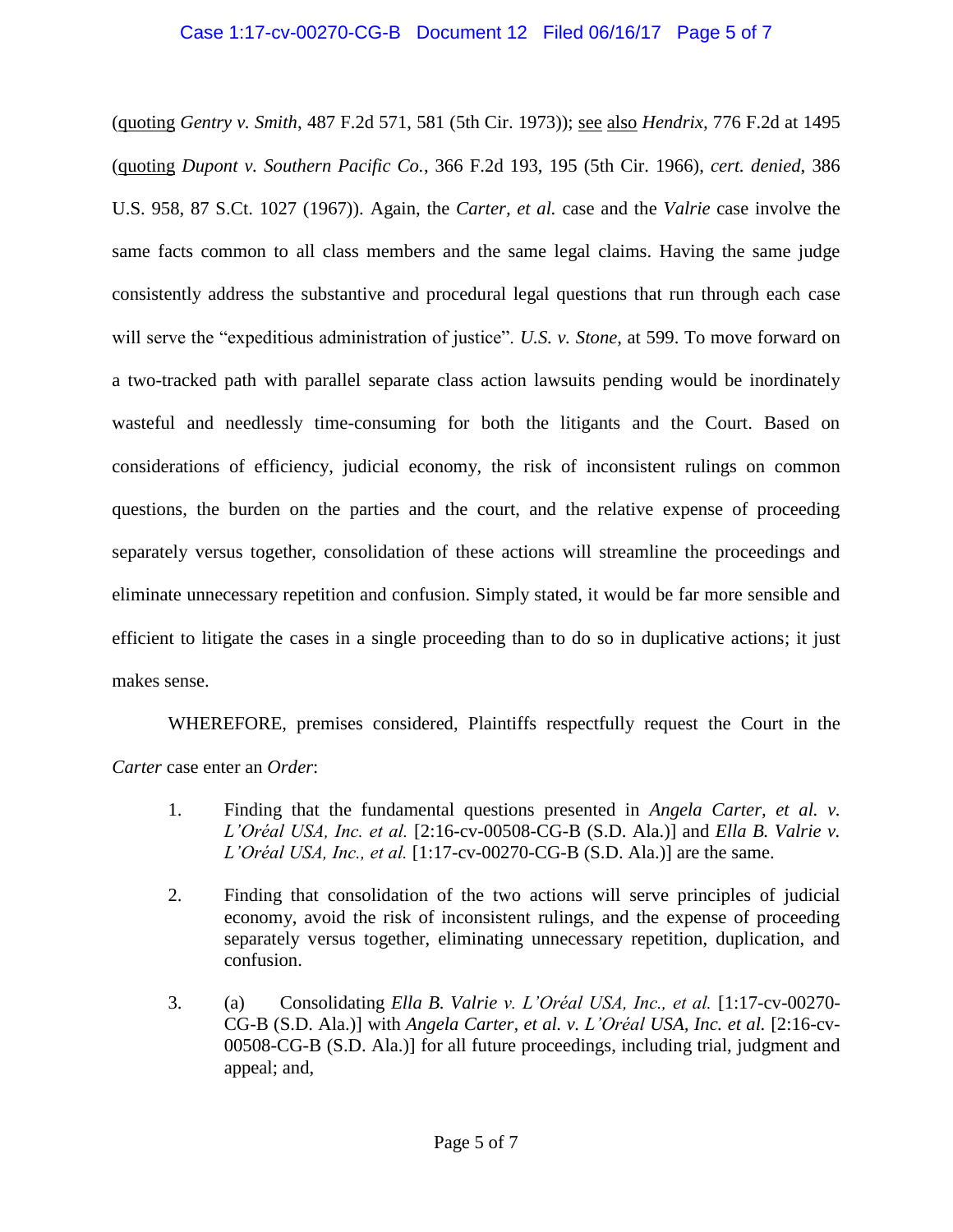(quoting *Gentry v. Smith*, 487 F.2d 571, 581 (5th Cir. 1973)); see also *Hendrix*, 776 F.2d at 1495 (quoting *Dupont v. Southern Pacific Co.*, 366 F.2d 193, 195 (5th Cir. 1966), *cert. denied*, 386 U.S. 958, 87 S.Ct. 1027 (1967)). Again, the *Carter, et al.* case and the *Valrie* case involve the same facts common to all class members and the same legal claims. Having the same judge consistently address the substantive and procedural legal questions that run through each case will serve the "expeditious administration of justice". *U.S. v. Stone*, at 599. To move forward on a two-tracked path with parallel separate class action lawsuits pending would be inordinately wasteful and needlessly time-consuming for both the litigants and the Court. Based on considerations of efficiency, judicial economy, the risk of inconsistent rulings on common questions, the burden on the parties and the court, and the relative expense of proceeding separately versus together, consolidation of these actions will streamline the proceedings and eliminate unnecessary repetition and confusion. Simply stated, it would be far more sensible and efficient to litigate the cases in a single proceeding than to do so in duplicative actions; it just makes sense.

WHEREFORE, premises considered, Plaintiffs respectfully request the Court in the *Carter* case enter an *Order*:

1. Finding that the fundamental questions presented in *Angela Carter, et al. v. L'Oréal USA, Inc. et al.* [2:16-cv-00508-CG-B (S.D. Ala.)] and *Ella B. Valrie v. L'Oréal USA, Inc., et al.* [1:17-cv-00270-CG-B (S.D. Ala.)] are the same.

2. Finding that consolidation of the two actions will serve principles of judicial economy, avoid the risk of inconsistent rulings, and the expense of proceeding separately versus together, eliminating unnecessary repetition, duplication, and confusion.

3. (a) Consolidating *Ella B. Valrie v. L'Oréal USA, Inc., et al.* [1:17-cv-00270-CG-B (S.D. Ala.)] with *Angela Carter, et al. v. L'Oréal USA, Inc. et al.* [2:16-cv-00508-CG-B (S.D. Ala.)] for all future proceedings, including trial, judgment and appeal; and,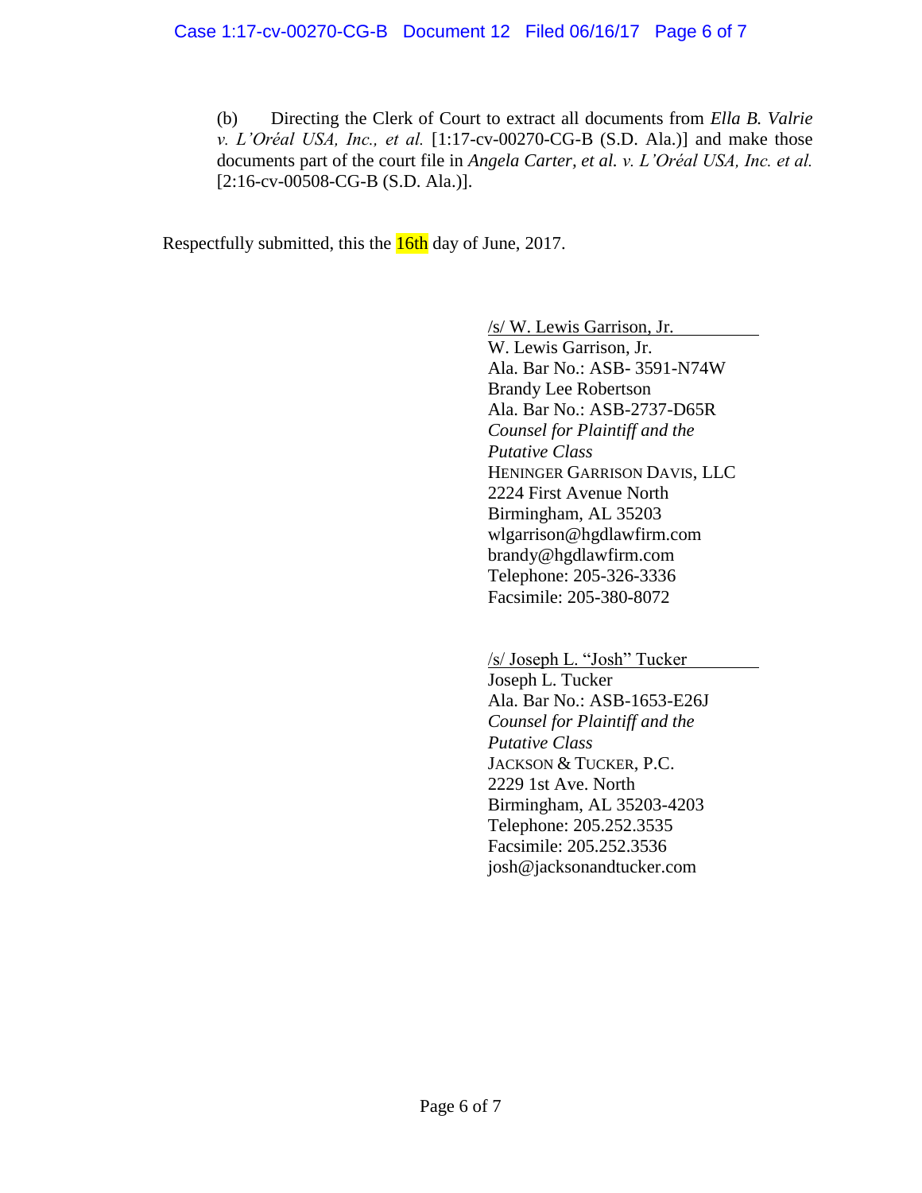(b) Directing the Clerk of Court to extract all documents from *Ella B. Valrie v. L'Oréal USA, Inc., et al.* [1:17-cv-00270-CG-B (S.D. Ala.)] and make those documents part of the court file in *Angela Carter, et al. v. L'Oréal USA, Inc. et al.* [2:16-cv-00508-CG-B (S.D. Ala.)].

Respectfully submitted, this the 16th day of June, 2017.

/s/ W. Lewis Garrison, Jr.
W. Lewis Garrison, Jr.
Ala. Bar No.: ASB- 3591-N74W
Brandy Lee Robertson
Ala. Bar No.: ASB-2737-D65R
*Counsel for Plaintiff and the Putative Class*
HENINGER GARRISON DAVIS, LLC
2224 First Avenue North
Birmingham, AL 35203
wlgarrison@hgdlawfirm.com
brandy@hgdlawfirm.com
Telephone: 205-326-3336
Facsimile: 205-380-8072

/s/ Joseph L. "Josh" Tucker
Joseph L. Tucker
Ala. Bar No.: ASB-1653-E26J
*Counsel for Plaintiff and the Putative Class*
JACKSON & TUCKER, P.C.
2229 1st Ave. North
Birmingham, AL 35203-4203
Telephone: 205.252.3535
Facsimile: 205.252.3536
josh@jacksonandtucker.com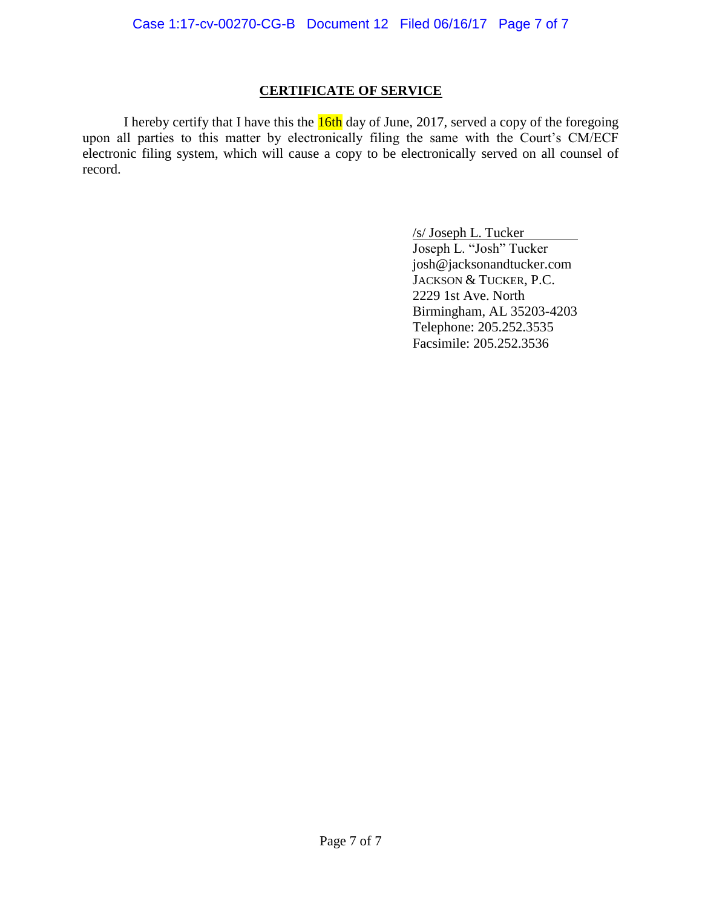## CERTIFICATE OF SERVICE

I hereby certify that I have this the 16th day of June, 2017, served a copy of the foregoing upon all parties to this matter by electronically filing the same with the Court's CM/ECF electronic filing system, which will cause a copy to be electronically served on all counsel of record.

/s/ Joseph L. Tucker
Joseph L. "Josh" Tucker
josh@jacksonandtucker.com
JACKSON & TUCKER, P.C.
2229 1st Ave. North
Birmingham, AL 35203-4203
Telephone: 205.252.3535
Facsimile: 205.252.3536